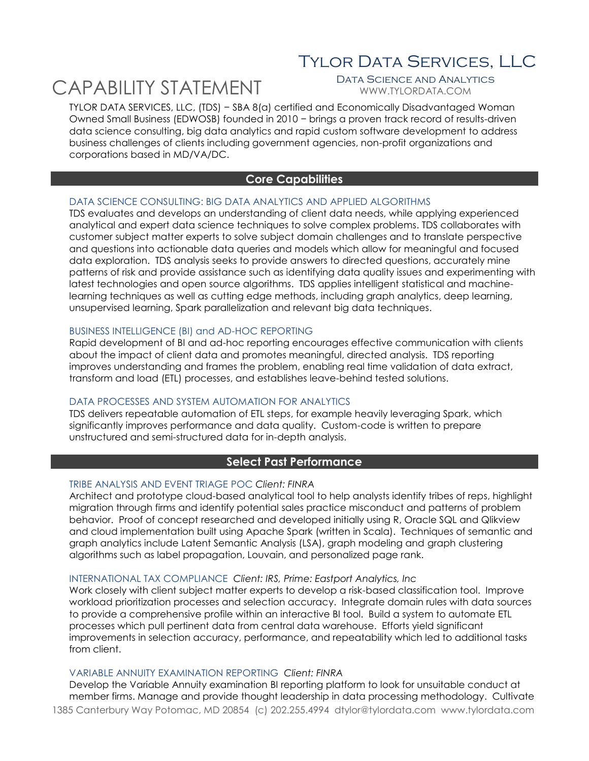# Tylor Data Services, LLC

**Data Science and Analytics**
WWW.TYLORDATA.COM

# CAPABILITY STATEMENT

TYLOR DATA SERVICES, LLC, (TDS) − SBA 8(a) certified and Economically Disadvantaged Woman Owned Small Business (EDWOSB) founded in 2010 − brings a proven track record of results-driven data science consulting, big data analytics and rapid custom software development to address business challenges of clients including government agencies, non-profit organizations and corporations based in MD/VA/DC.

## Core Capabilities

### DATA SCIENCE CONSULTING: BIG DATA ANALYTICS AND APPLIED ALGORITHMS

TDS evaluates and develops an understanding of client data needs, while applying experienced analytical and expert data science techniques to solve complex problems. TDS collaborates with customer subject matter experts to solve subject domain challenges and to translate perspective and questions into actionable data queries and models which allow for meaningful and focused data exploration. TDS analysis seeks to provide answers to directed questions, accurately mine patterns of risk and provide assistance such as identifying data quality issues and experimenting with latest technologies and open source algorithms. TDS applies intelligent statistical and machine-learning techniques as well as cutting edge methods, including graph analytics, deep learning, unsupervised learning, Spark parallelization and relevant big data techniques.

### BUSINESS INTELLIGENCE (BI) and AD-HOC REPORTING

Rapid development of BI and ad-hoc reporting encourages effective communication with clients about the impact of client data and promotes meaningful, directed analysis. TDS reporting improves understanding and frames the problem, enabling real time validation of data extract, transform and load (ETL) processes, and establishes leave-behind tested solutions.

### DATA PROCESSES AND SYSTEM AUTOMATION FOR ANALYTICS

TDS delivers repeatable automation of ETL steps, for example heavily leveraging Spark, which significantly improves performance and data quality. Custom-code is written to prepare unstructured and semi-structured data for in-depth analysis.

## Select Past Performance

### TRIBE ANALYSIS AND EVENT TRIAGE POC *Client: FINRA*

Architect and prototype cloud-based analytical tool to help analysts identify tribes of reps, highlight migration through firms and identify potential sales practice misconduct and patterns of problem behavior. Proof of concept researched and developed initially using R, Oracle SQL and Qlikview and cloud implementation built using Apache Spark (written in Scala). Techniques of semantic and graph analytics include Latent Semantic Analysis (LSA), graph modeling and graph clustering algorithms such as label propagation, Louvain, and personalized page rank.

### INTERNATIONAL TAX COMPLIANCE *Client: IRS, Prime: Eastport Analytics, Inc*

Work closely with client subject matter experts to develop a risk-based classification tool. Improve workload prioritization processes and selection accuracy. Integrate domain rules with data sources to provide a comprehensive profile within an interactive BI tool. Build a system to automate ETL processes which pull pertinent data from central data warehouse. Efforts yield significant improvements in selection accuracy, performance, and repeatability which led to additional tasks from client.

### VARIABLE ANNUITY EXAMINATION REPORTING *Client: FINRA*

Develop the Variable Annuity examination BI reporting platform to look for unsuitable conduct at member firms. Manage and provide thought leadership in data processing methodology. Cultivate

1385 Canterbury Way Potomac, MD 20854 (c) 202.255.4994 dtylor@tylordata.com www.tylordata.com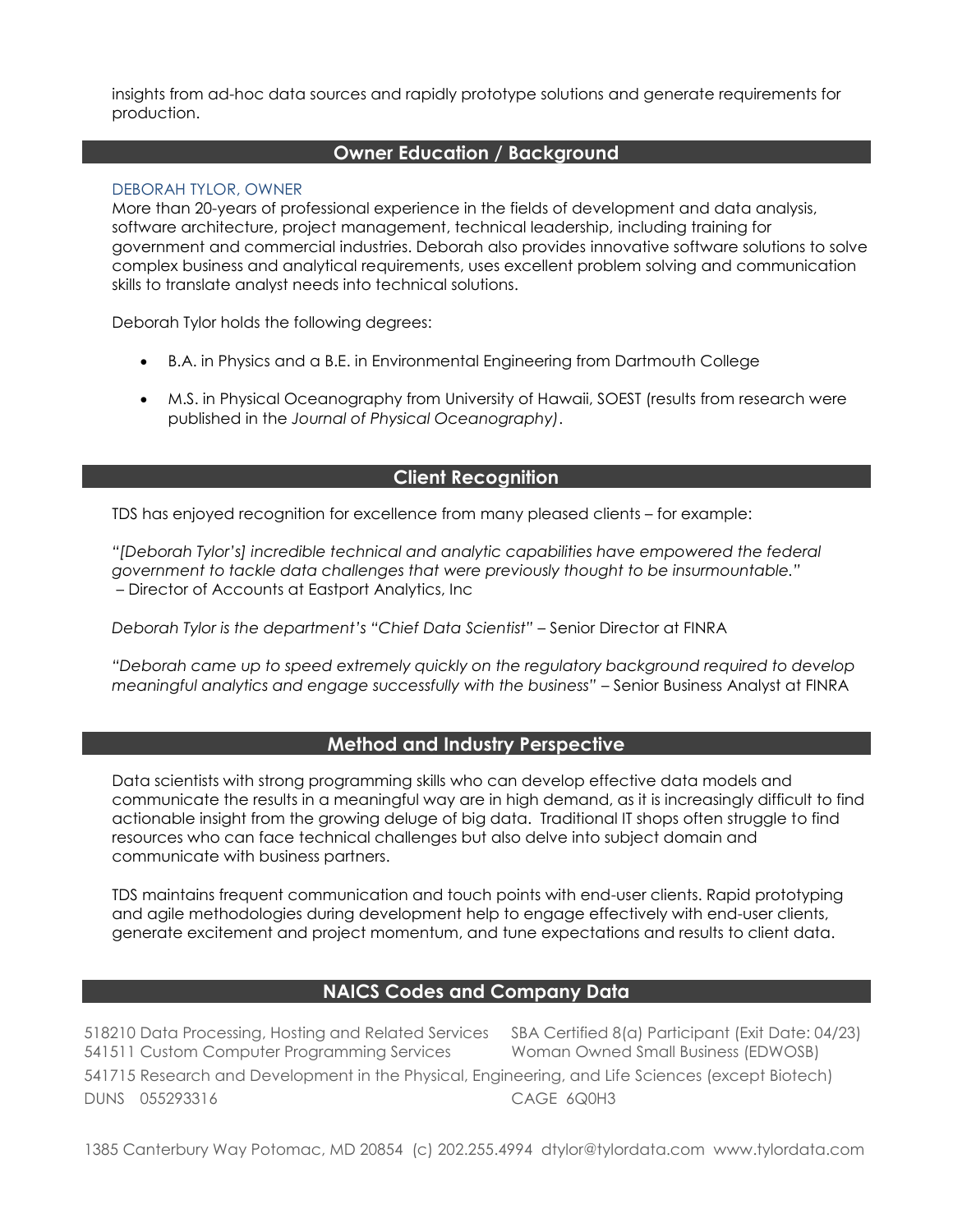insights from ad-hoc data sources and rapidly prototype solutions and generate requirements for production.

## Owner Education / Background

DEBORAH TYLOR, OWNER

More than 20-years of professional experience in the fields of development and data analysis, software architecture, project management, technical leadership, including training for government and commercial industries. Deborah also provides innovative software solutions to solve complex business and analytical requirements, uses excellent problem solving and communication skills to translate analyst needs into technical solutions.

Deborah Tylor holds the following degrees:

- B.A. in Physics and a B.E. in Environmental Engineering from Dartmouth College
- M.S. in Physical Oceanography from University of Hawaii, SOEST (results from research were published in the *Journal of Physical Oceanography)*.

## Client Recognition

TDS has enjoyed recognition for excellence from many pleased clients – for example:

*"[Deborah Tylor's] incredible technical and analytic capabilities have empowered the federal government to tackle data challenges that were previously thought to be insurmountable."*
– Director of Accounts at Eastport Analytics, Inc

*Deborah Tylor is the department's "Chief Data Scientist"* – Senior Director at FINRA

*"Deborah came up to speed extremely quickly on the regulatory background required to develop meaningful analytics and engage successfully with the business"* – Senior Business Analyst at FINRA

## Method and Industry Perspective

Data scientists with strong programming skills who can develop effective data models and communicate the results in a meaningful way are in high demand, as it is increasingly difficult to find actionable insight from the growing deluge of big data. Traditional IT shops often struggle to find resources who can face technical challenges but also delve into subject domain and communicate with business partners.

TDS maintains frequent communication and touch points with end-user clients. Rapid prototyping and agile methodologies during development help to engage effectively with end-user clients, generate excitement and project momentum, and tune expectations and results to client data.

## NAICS Codes and Company Data

518210 Data Processing, Hosting and Related Services
541511 Custom Computer Programming Services
541715 Research and Development in the Physical, Engineering, and Life Sciences (except Biotech)

SBA Certified 8(a) Participant (Exit Date: 04/23)
Woman Owned Small Business (EDWOSB)

DUNS 055293316
CAGE 6Q0H3

1385 Canterbury Way Potomac, MD 20854 (c) 202.255.4994 dtylor@tylordata.com www.tylordata.com